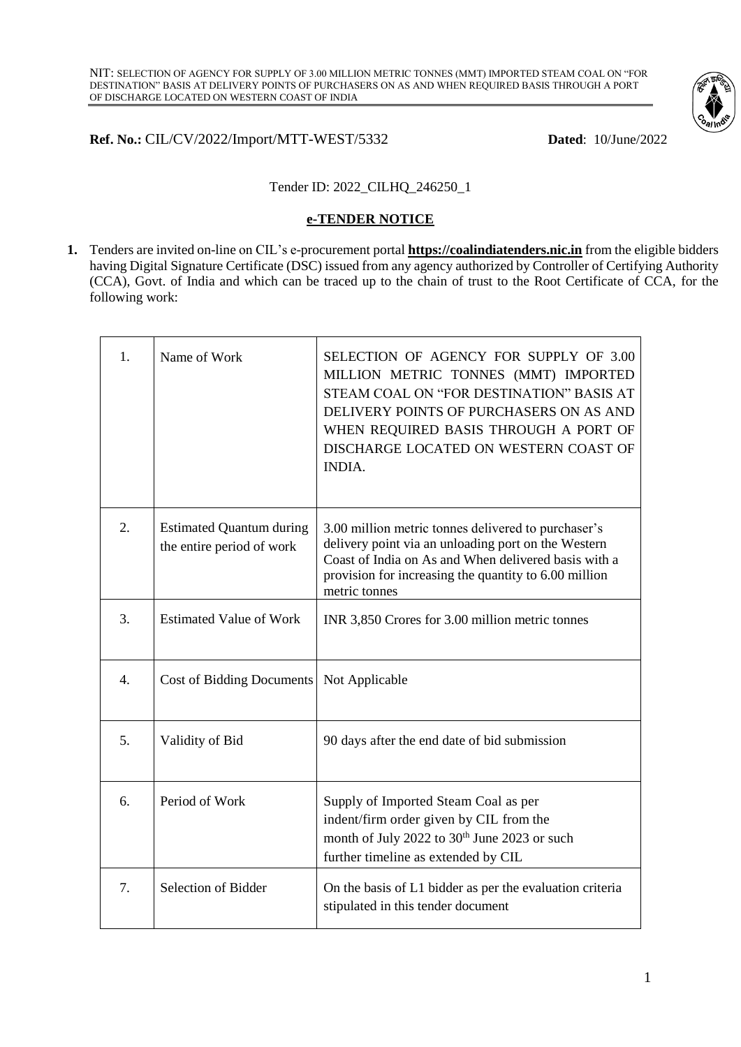**Ref. No.:** CIL/CV/2022/Import/MTT-WEST/5332 **Dated**: 10/June/2022

Tender ID: 2022_CILHQ_246250_1

## e-TENDER NOTICE

**1.** Tenders are invited on-line on CIL's e-procurement portal **https://coalindiatenders.nic.in** from the eligible bidders having Digital Signature Certificate (DSC) issued from any agency authorized by Controller of Certifying Authority (CCA), Govt. of India and which can be traced up to the chain of trust to the Root Certificate of CCA, for the following work:

| | | |
|---|---|---|
| 1. | Name of Work | SELECTION OF AGENCY FOR SUPPLY OF 3.00 MILLION METRIC TONNES (MMT) IMPORTED STEAM COAL ON "FOR DESTINATION" BASIS AT DELIVERY POINTS OF PURCHASERS ON AS AND WHEN REQUIRED BASIS THROUGH A PORT OF DISCHARGE LOCATED ON WESTERN COAST OF INDIA. |
| 2. | Estimated Quantum during the entire period of work | 3.00 million metric tonnes delivered to purchaser's delivery point via an unloading port on the Western Coast of India on As and When delivered basis with a provision for increasing the quantity to 6.00 million metric tonnes |
| 3. | Estimated Value of Work | INR 3,850 Crores for 3.00 million metric tonnes |
| 4. | Cost of Bidding Documents | Not Applicable |
| 5. | Validity of Bid | 90 days after the end date of bid submission |
| 6. | Period of Work | Supply of Imported Steam Coal as per indent/firm order given by CIL from the month of July 2022 to 30th June 2023 or such further timeline as extended by CIL |
| 7. | Selection of Bidder | On the basis of L1 bidder as per the evaluation criteria stipulated in this tender document |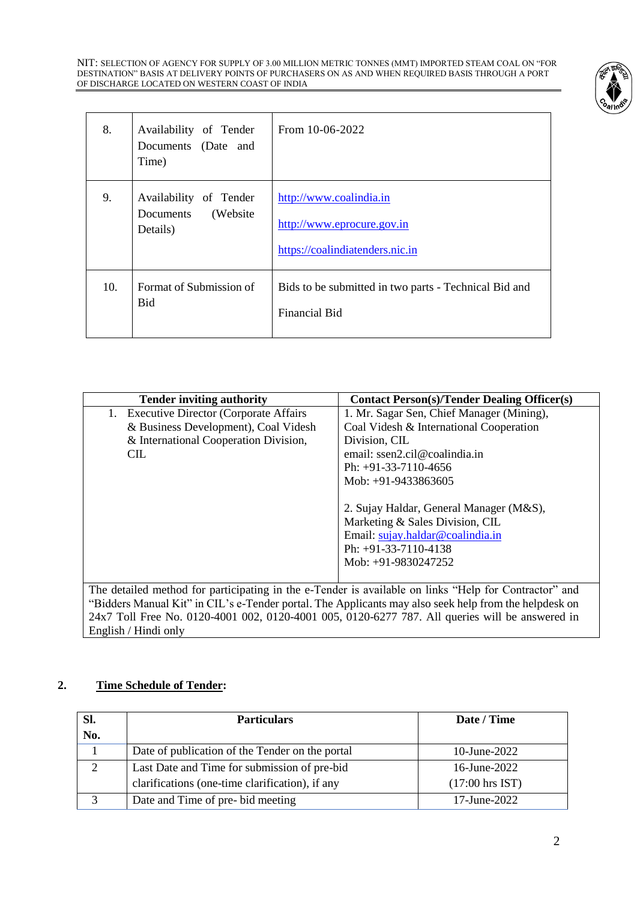| 8. | Availability of Tender Documents (Date and Time) | From 10-06-2022 |
|---|---|---|
| 9. | Availability of Tender Documents (Website Details) | http://www.coalindia.in<br><br>http://www.eprocure.gov.in<br><br>https://coalindiatenders.nic.in |
| 10. | Format of Submission of Bid | Bids to be submitted in two parts - Technical Bid and Financial Bid |

| Tender inviting authority | Contact Person(s)/Tender Dealing Officer(s) |
|---|---|
| 1. Executive Director (Corporate Affairs & Business Development), Coal Videsh & International Cooperation Division, CIL | 1. Mr. Sagar Sen, Chief Manager (Mining), Coal Videsh & International Cooperation Division, CIL<br>email: ssen2.cil@coalindia.in<br>Ph: +91-33-7110-4656<br>Mob: +91-9433863605<br><br>2. Sujay Haldar, General Manager (M&S), Marketing & Sales Division, CIL<br>Email: sujay.haldar@coalindia.in<br>Ph: +91-33-7110-4138<br>Mob: +91-9830247252 |
| The detailed method for participating in the e-Tender is available on links "Help for Contractor" and "Bidders Manual Kit" in CIL's e-Tender portal. The Applicants may also seek help from the helpdesk on 24x7 Toll Free No. 0120-4001 002, 0120-4001 005, 0120-6277 787. All queries will be answered in English / Hindi only | |

## 2. Time Schedule of Tender:

| Sl. No. | Particulars | Date / Time |
|---|---|---|
| 1 | Date of publication of the Tender on the portal | 10-June-2022 |
| 2 | Last Date and Time for submission of pre-bid clarifications (one-time clarification), if any | 16-June-2022 (17:00 hrs IST) |
| 3 | Date and Time of pre- bid meeting | 17-June-2022 |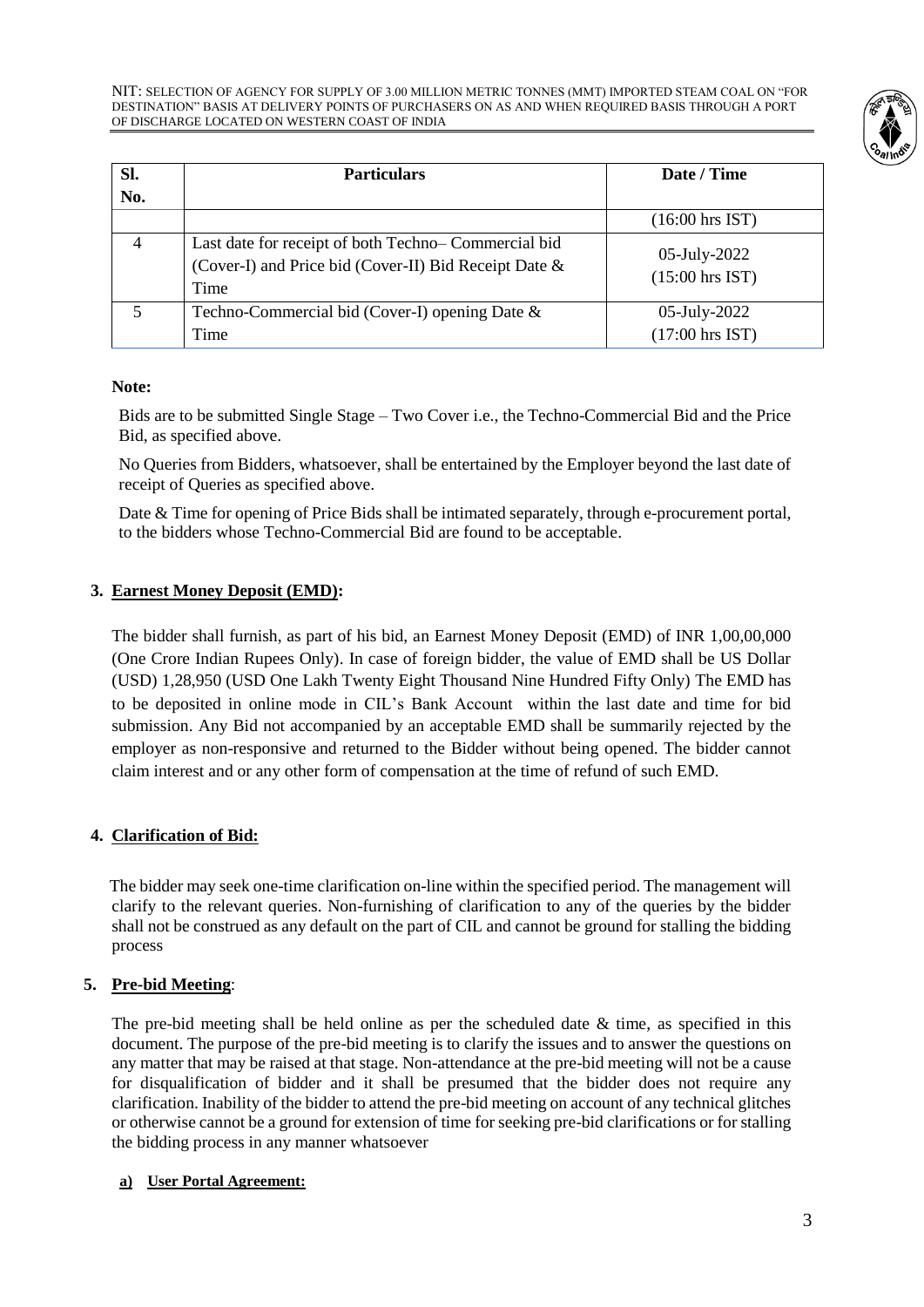| Sl. No. | Particulars | Date / Time |
|---|---|---|
| | | (16:00 hrs IST) |
| 4 | Last date for receipt of both Techno– Commercial bid (Cover-I) and Price bid (Cover-II) Bid Receipt Date & Time | 05-July-2022 (15:00 hrs IST) |
| 5 | Techno-Commercial bid (Cover-I) opening Date & Time | 05-July-2022 (17:00 hrs IST) |

**Note:**

Bids are to be submitted Single Stage – Two Cover i.e., the Techno-Commercial Bid and the Price Bid, as specified above.

No Queries from Bidders, whatsoever, shall be entertained by the Employer beyond the last date of receipt of Queries as specified above.

Date & Time for opening of Price Bids shall be intimated separately, through e-procurement portal, to the bidders whose Techno-Commercial Bid are found to be acceptable.

**3. Earnest Money Deposit (EMD):**

The bidder shall furnish, as part of his bid, an Earnest Money Deposit (EMD) of INR 1,00,00,000 (One Crore Indian Rupees Only). In case of foreign bidder, the value of EMD shall be US Dollar (USD) 1,28,950 (USD One Lakh Twenty Eight Thousand Nine Hundred Fifty Only) The EMD has to be deposited in online mode in CIL's Bank Account within the last date and time for bid submission. Any Bid not accompanied by an acceptable EMD shall be summarily rejected by the employer as non-responsive and returned to the Bidder without being opened. The bidder cannot claim interest and or any other form of compensation at the time of refund of such EMD.

**4. Clarification of Bid:**

The bidder may seek one-time clarification on-line within the specified period. The management will clarify to the relevant queries. Non-furnishing of clarification to any of the queries by the bidder shall not be construed as any default on the part of CIL and cannot be ground for stalling the bidding process

**5. Pre-bid Meeting**:

The pre-bid meeting shall be held online as per the scheduled date & time, as specified in this document. The purpose of the pre-bid meeting is to clarify the issues and to answer the questions on any matter that may be raised at that stage. Non-attendance at the pre-bid meeting will not be a cause for disqualification of bidder and it shall be presumed that the bidder does not require any clarification. Inability of the bidder to attend the pre-bid meeting on account of any technical glitches or otherwise cannot be a ground for extension of time for seeking pre-bid clarifications or for stalling the bidding process in any manner whatsoever

**a) User Portal Agreement:**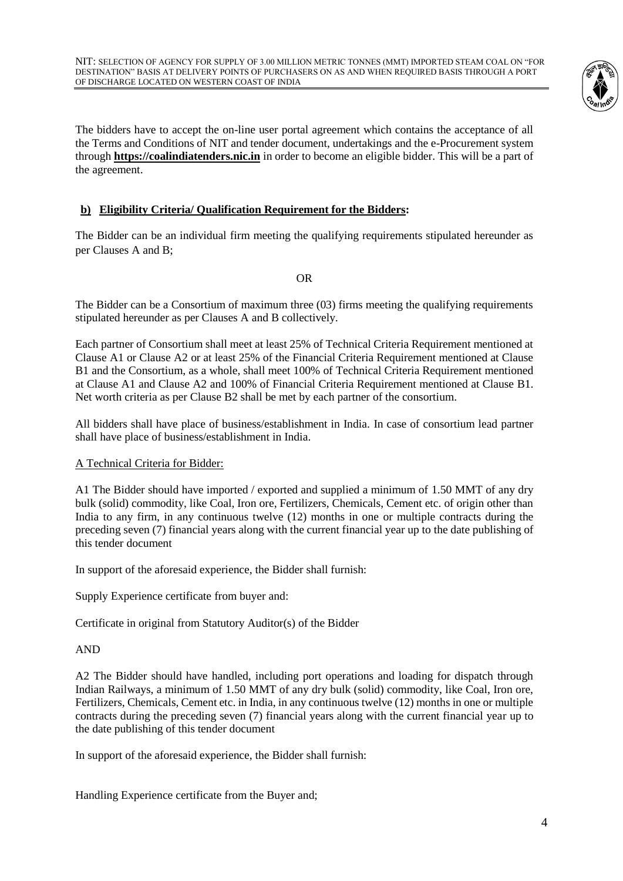The bidders have to accept the on-line user portal agreement which contains the acceptance of all the Terms and Conditions of NIT and tender document, undertakings and the e-Procurement system through **https://coalindiatenders.nic.in** in order to become an eligible bidder. This will be a part of the agreement.

### b) Eligibility Criteria/ Qualification Requirement for the Bidders:

The Bidder can be an individual firm meeting the qualifying requirements stipulated hereunder as per Clauses A and B;

OR

The Bidder can be a Consortium of maximum three (03) firms meeting the qualifying requirements stipulated hereunder as per Clauses A and B collectively.

Each partner of Consortium shall meet at least 25% of Technical Criteria Requirement mentioned at Clause A1 or Clause A2 or at least 25% of the Financial Criteria Requirement mentioned at Clause B1 and the Consortium, as a whole, shall meet 100% of Technical Criteria Requirement mentioned at Clause A1 and Clause A2 and 100% of Financial Criteria Requirement mentioned at Clause B1. Net worth criteria as per Clause B2 shall be met by each partner of the consortium.

All bidders shall have place of business/establishment in India. In case of consortium lead partner shall have place of business/establishment in India.

A Technical Criteria for Bidder:

A1 The Bidder should have imported / exported and supplied a minimum of 1.50 MMT of any dry bulk (solid) commodity, like Coal, Iron ore, Fertilizers, Chemicals, Cement etc. of origin other than India to any firm, in any continuous twelve (12) months in one or multiple contracts during the preceding seven (7) financial years along with the current financial year up to the date publishing of this tender document

In support of the aforesaid experience, the Bidder shall furnish:

Supply Experience certificate from buyer and:

Certificate in original from Statutory Auditor(s) of the Bidder

AND

A2 The Bidder should have handled, including port operations and loading for dispatch through Indian Railways, a minimum of 1.50 MMT of any dry bulk (solid) commodity, like Coal, Iron ore, Fertilizers, Chemicals, Cement etc. in India, in any continuous twelve (12) months in one or multiple contracts during the preceding seven (7) financial years along with the current financial year up to the date publishing of this tender document

In support of the aforesaid experience, the Bidder shall furnish:

Handling Experience certificate from the Buyer and;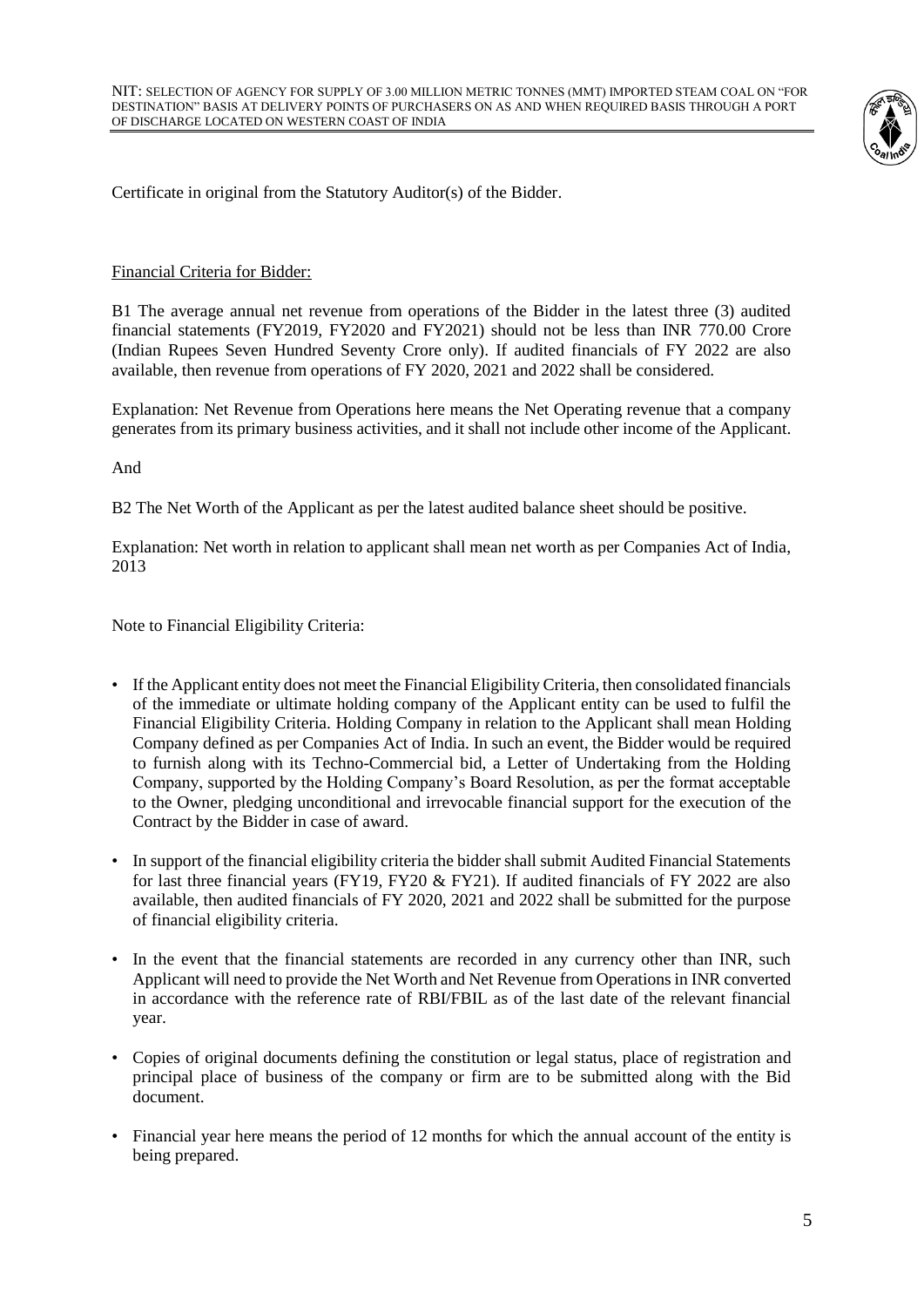Certificate in original from the Statutory Auditor(s) of the Bidder.

Financial Criteria for Bidder:

B1 The average annual net revenue from operations of the Bidder in the latest three (3) audited financial statements (FY2019, FY2020 and FY2021) should not be less than INR 770.00 Crore (Indian Rupees Seven Hundred Seventy Crore only). If audited financials of FY 2022 are also available, then revenue from operations of FY 2020, 2021 and 2022 shall be considered.

Explanation: Net Revenue from Operations here means the Net Operating revenue that a company generates from its primary business activities, and it shall not include other income of the Applicant.

And

B2 The Net Worth of the Applicant as per the latest audited balance sheet should be positive.

Explanation: Net worth in relation to applicant shall mean net worth as per Companies Act of India, 2013

Note to Financial Eligibility Criteria:

- If the Applicant entity does not meet the Financial Eligibility Criteria, then consolidated financials of the immediate or ultimate holding company of the Applicant entity can be used to fulfil the Financial Eligibility Criteria. Holding Company in relation to the Applicant shall mean Holding Company defined as per Companies Act of India. In such an event, the Bidder would be required to furnish along with its Techno-Commercial bid, a Letter of Undertaking from the Holding Company, supported by the Holding Company's Board Resolution, as per the format acceptable to the Owner, pledging unconditional and irrevocable financial support for the execution of the Contract by the Bidder in case of award.
- In support of the financial eligibility criteria the bidder shall submit Audited Financial Statements for last three financial years (FY19, FY20 & FY21). If audited financials of FY 2022 are also available, then audited financials of FY 2020, 2021 and 2022 shall be submitted for the purpose of financial eligibility criteria.
- In the event that the financial statements are recorded in any currency other than INR, such Applicant will need to provide the Net Worth and Net Revenue from Operations in INR converted in accordance with the reference rate of RBI/FBIL as of the last date of the relevant financial year.
- Copies of original documents defining the constitution or legal status, place of registration and principal place of business of the company or firm are to be submitted along with the Bid document.
- Financial year here means the period of 12 months for which the annual account of the entity is being prepared.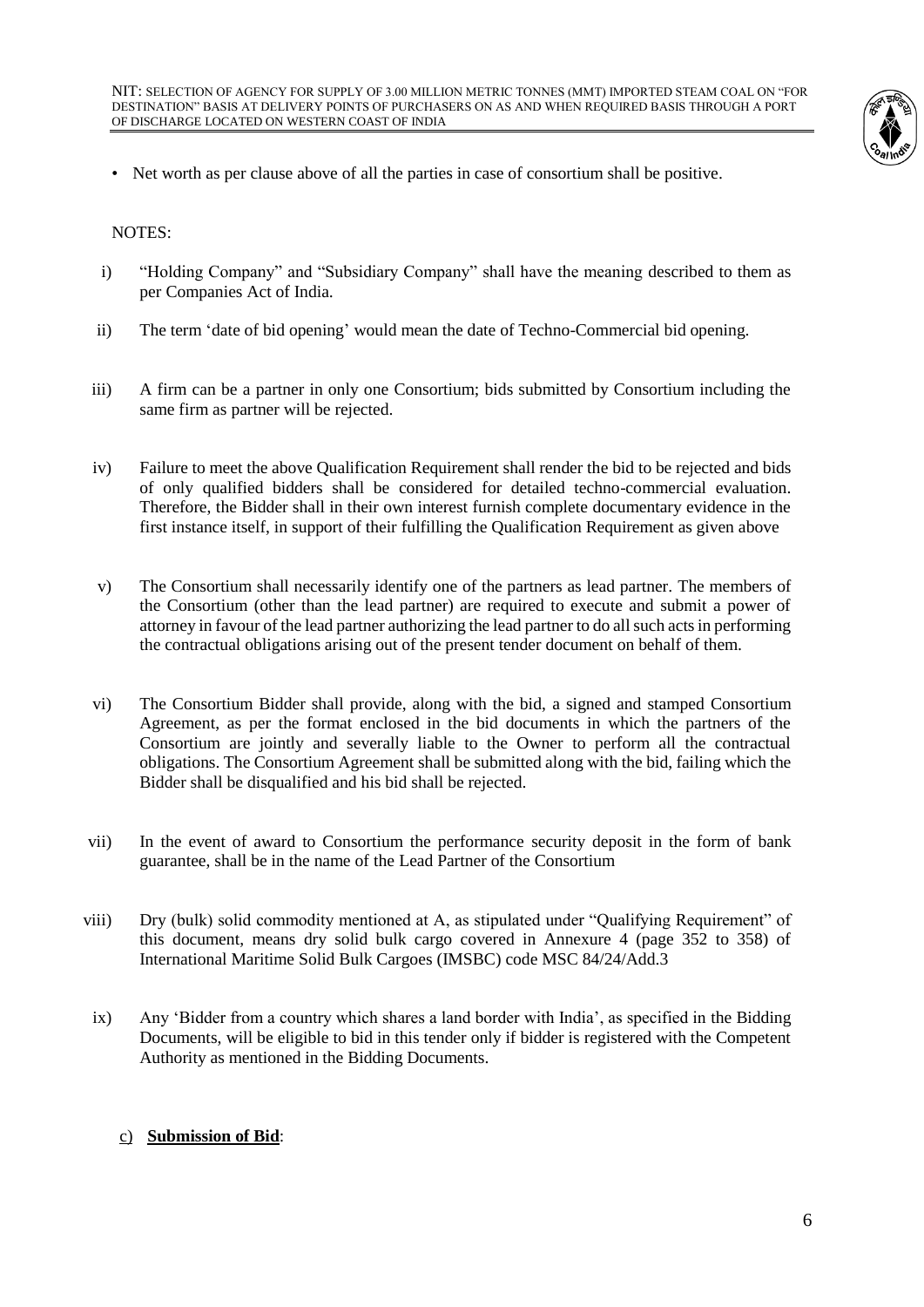- Net worth as per clause above of all the parties in case of consortium shall be positive.

NOTES:

i) "Holding Company" and "Subsidiary Company" shall have the meaning described to them as per Companies Act of India.

ii) The term 'date of bid opening' would mean the date of Techno-Commercial bid opening.

iii) A firm can be a partner in only one Consortium; bids submitted by Consortium including the same firm as partner will be rejected.

iv) Failure to meet the above Qualification Requirement shall render the bid to be rejected and bids of only qualified bidders shall be considered for detailed techno-commercial evaluation. Therefore, the Bidder shall in their own interest furnish complete documentary evidence in the first instance itself, in support of their fulfilling the Qualification Requirement as given above

v) The Consortium shall necessarily identify one of the partners as lead partner. The members of the Consortium (other than the lead partner) are required to execute and submit a power of attorney in favour of the lead partner authorizing the lead partner to do all such acts in performing the contractual obligations arising out of the present tender document on behalf of them.

vi) The Consortium Bidder shall provide, along with the bid, a signed and stamped Consortium Agreement, as per the format enclosed in the bid documents in which the partners of the Consortium are jointly and severally liable to the Owner to perform all the contractual obligations. The Consortium Agreement shall be submitted along with the bid, failing which the Bidder shall be disqualified and his bid shall be rejected.

vii) In the event of award to Consortium the performance security deposit in the form of bank guarantee, shall be in the name of the Lead Partner of the Consortium

viii) Dry (bulk) solid commodity mentioned at A, as stipulated under "Qualifying Requirement" of this document, means dry solid bulk cargo covered in Annexure 4 (page 352 to 358) of International Maritime Solid Bulk Cargoes (IMSBC) code MSC 84/24/Add.3

ix) Any 'Bidder from a country which shares a land border with India', as specified in the Bidding Documents, will be eligible to bid in this tender only if bidder is registered with the Competent Authority as mentioned in the Bidding Documents.

c) **Submission of Bid**: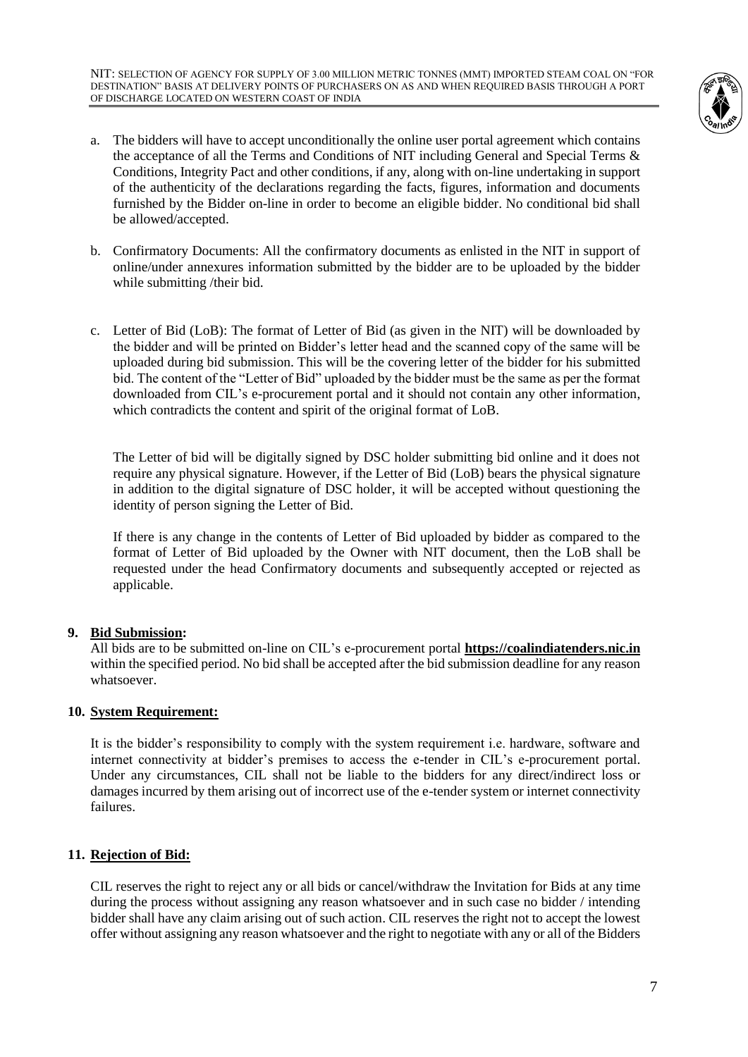a. The bidders will have to accept unconditionally the online user portal agreement which contains the acceptance of all the Terms and Conditions of NIT including General and Special Terms & Conditions, Integrity Pact and other conditions, if any, along with on-line undertaking in support of the authenticity of the declarations regarding the facts, figures, information and documents furnished by the Bidder on-line in order to become an eligible bidder. No conditional bid shall be allowed/accepted.

b. Confirmatory Documents: All the confirmatory documents as enlisted in the NIT in support of online/under annexures information submitted by the bidder are to be uploaded by the bidder while submitting /their bid.

c. Letter of Bid (LoB): The format of Letter of Bid (as given in the NIT) will be downloaded by the bidder and will be printed on Bidder's letter head and the scanned copy of the same will be uploaded during bid submission. This will be the covering letter of the bidder for his submitted bid. The content of the "Letter of Bid" uploaded by the bidder must be the same as per the format downloaded from CIL's e-procurement portal and it should not contain any other information, which contradicts the content and spirit of the original format of LoB.

   The Letter of bid will be digitally signed by DSC holder submitting bid online and it does not require any physical signature. However, if the Letter of Bid (LoB) bears the physical signature in addition to the digital signature of DSC holder, it will be accepted without questioning the identity of person signing the Letter of Bid.

   If there is any change in the contents of Letter of Bid uploaded by bidder as compared to the format of Letter of Bid uploaded by the Owner with NIT document, then the LoB shall be requested under the head Confirmatory documents and subsequently accepted or rejected as applicable.

## 9. Bid Submission:

All bids are to be submitted on-line on CIL's e-procurement portal **https://coalindiatenders.nic.in** within the specified period. No bid shall be accepted after the bid submission deadline for any reason whatsoever.

## 10. System Requirement:

It is the bidder's responsibility to comply with the system requirement i.e. hardware, software and internet connectivity at bidder's premises to access the e-tender in CIL's e-procurement portal. Under any circumstances, CIL shall not be liable to the bidders for any direct/indirect loss or damages incurred by them arising out of incorrect use of the e-tender system or internet connectivity failures.

## 11. Rejection of Bid:

CIL reserves the right to reject any or all bids or cancel/withdraw the Invitation for Bids at any time during the process without assigning any reason whatsoever and in such case no bidder / intending bidder shall have any claim arising out of such action. CIL reserves the right not to accept the lowest offer without assigning any reason whatsoever and the right to negotiate with any or all of the Bidders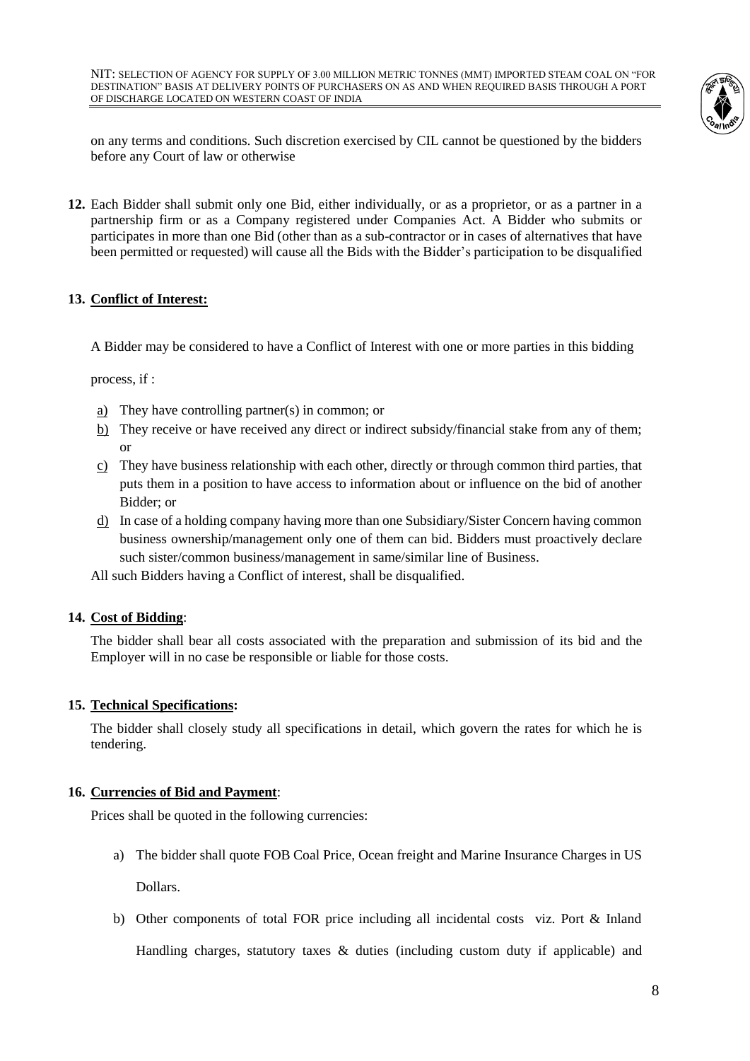on any terms and conditions. Such discretion exercised by CIL cannot be questioned by the bidders before any Court of law or otherwise

**12.** Each Bidder shall submit only one Bid, either individually, or as a proprietor, or as a partner in a partnership firm or as a Company registered under Companies Act. A Bidder who submits or participates in more than one Bid (other than as a sub-contractor or in cases of alternatives that have been permitted or requested) will cause all the Bids with the Bidder's participation to be disqualified

**13. Conflict of Interest:**

A Bidder may be considered to have a Conflict of Interest with one or more parties in this bidding process, if :

a) They have controlling partner(s) in common; or
b) They receive or have received any direct or indirect subsidy/financial stake from any of them; or
c) They have business relationship with each other, directly or through common third parties, that puts them in a position to have access to information about or influence on the bid of another Bidder; or
d) In case of a holding company having more than one Subsidiary/Sister Concern having common business ownership/management only one of them can bid. Bidders must proactively declare such sister/common business/management in same/similar line of Business.

All such Bidders having a Conflict of interest, shall be disqualified.

**14. Cost of Bidding**:

The bidder shall bear all costs associated with the preparation and submission of its bid and the Employer will in no case be responsible or liable for those costs.

**15. Technical Specifications:**

The bidder shall closely study all specifications in detail, which govern the rates for which he is tendering.

**16. Currencies of Bid and Payment**:

Prices shall be quoted in the following currencies:

a) The bidder shall quote FOB Coal Price, Ocean freight and Marine Insurance Charges in US Dollars.
b) Other components of total FOR price including all incidental costs viz. Port & Inland Handling charges, statutory taxes & duties (including custom duty if applicable) and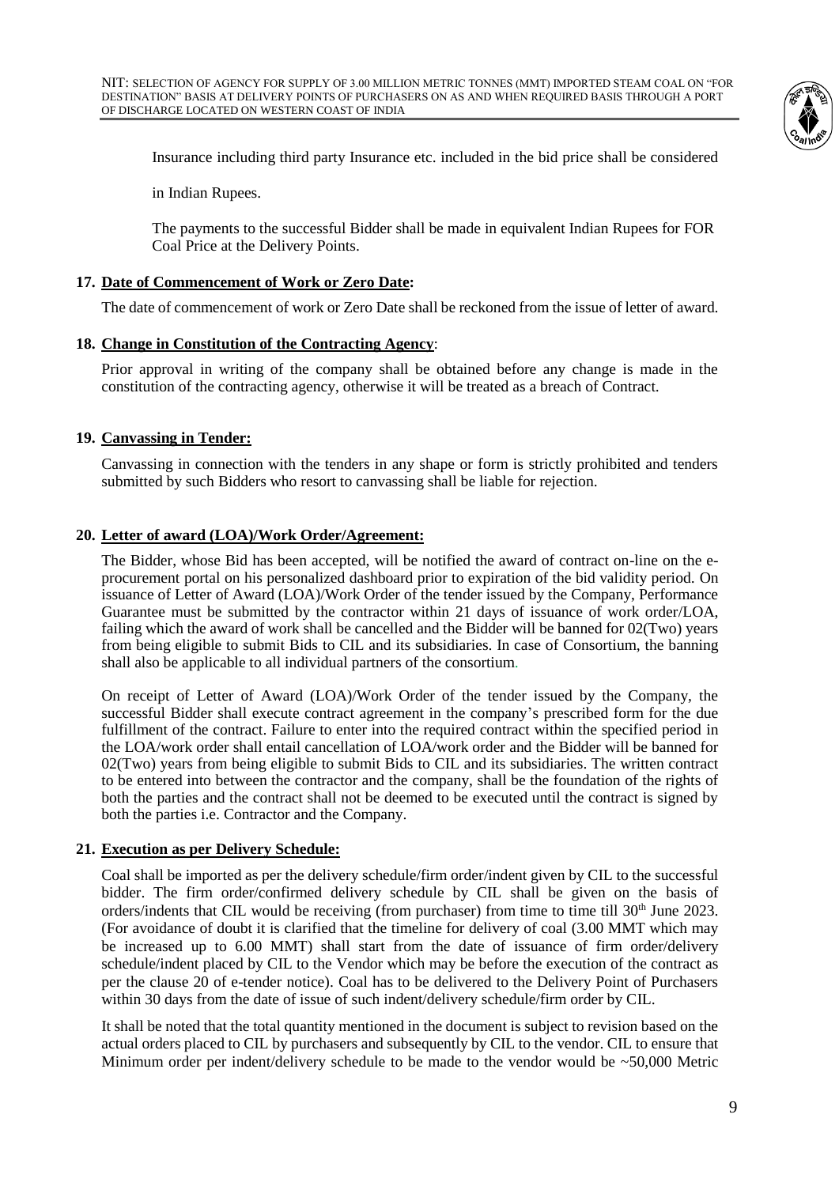Insurance including third party Insurance etc. included in the bid price shall be considered

in Indian Rupees.

The payments to the successful Bidder shall be made in equivalent Indian Rupees for FOR Coal Price at the Delivery Points.

**17. Date of Commencement of Work or Zero Date:**

The date of commencement of work or Zero Date shall be reckoned from the issue of letter of award.

**18. Change in Constitution of the Contracting Agency:**

Prior approval in writing of the company shall be obtained before any change is made in the constitution of the contracting agency, otherwise it will be treated as a breach of Contract.

**19. Canvassing in Tender:**

Canvassing in connection with the tenders in any shape or form is strictly prohibited and tenders submitted by such Bidders who resort to canvassing shall be liable for rejection.

**20. Letter of award (LOA)/Work Order/Agreement:**

The Bidder, whose Bid has been accepted, will be notified the award of contract on-line on the e-procurement portal on his personalized dashboard prior to expiration of the bid validity period. On issuance of Letter of Award (LOA)/Work Order of the tender issued by the Company, Performance Guarantee must be submitted by the contractor within 21 days of issuance of work order/LOA, failing which the award of work shall be cancelled and the Bidder will be banned for 02(Two) years from being eligible to submit Bids to CIL and its subsidiaries. In case of Consortium, the banning shall also be applicable to all individual partners of the consortium.

On receipt of Letter of Award (LOA)/Work Order of the tender issued by the Company, the successful Bidder shall execute contract agreement in the company's prescribed form for the due fulfillment of the contract. Failure to enter into the required contract within the specified period in the LOA/work order shall entail cancellation of LOA/work order and the Bidder will be banned for 02(Two) years from being eligible to submit Bids to CIL and its subsidiaries. The written contract to be entered into between the contractor and the company, shall be the foundation of the rights of both the parties and the contract shall not be deemed to be executed until the contract is signed by both the parties i.e. Contractor and the Company.

**21. Execution as per Delivery Schedule:**

Coal shall be imported as per the delivery schedule/firm order/indent given by CIL to the successful bidder. The firm order/confirmed delivery schedule by CIL shall be given on the basis of orders/indents that CIL would be receiving (from purchaser) from time to time till 30th June 2023. (For avoidance of doubt it is clarified that the timeline for delivery of coal (3.00 MMT which may be increased up to 6.00 MMT) shall start from the date of issuance of firm order/delivery schedule/indent placed by CIL to the Vendor which may be before the execution of the contract as per the clause 20 of e-tender notice). Coal has to be delivered to the Delivery Point of Purchasers within 30 days from the date of issue of such indent/delivery schedule/firm order by CIL.

It shall be noted that the total quantity mentioned in the document is subject to revision based on the actual orders placed to CIL by purchasers and subsequently by CIL to the vendor. CIL to ensure that Minimum order per indent/delivery schedule to be made to the vendor would be ~50,000 Metric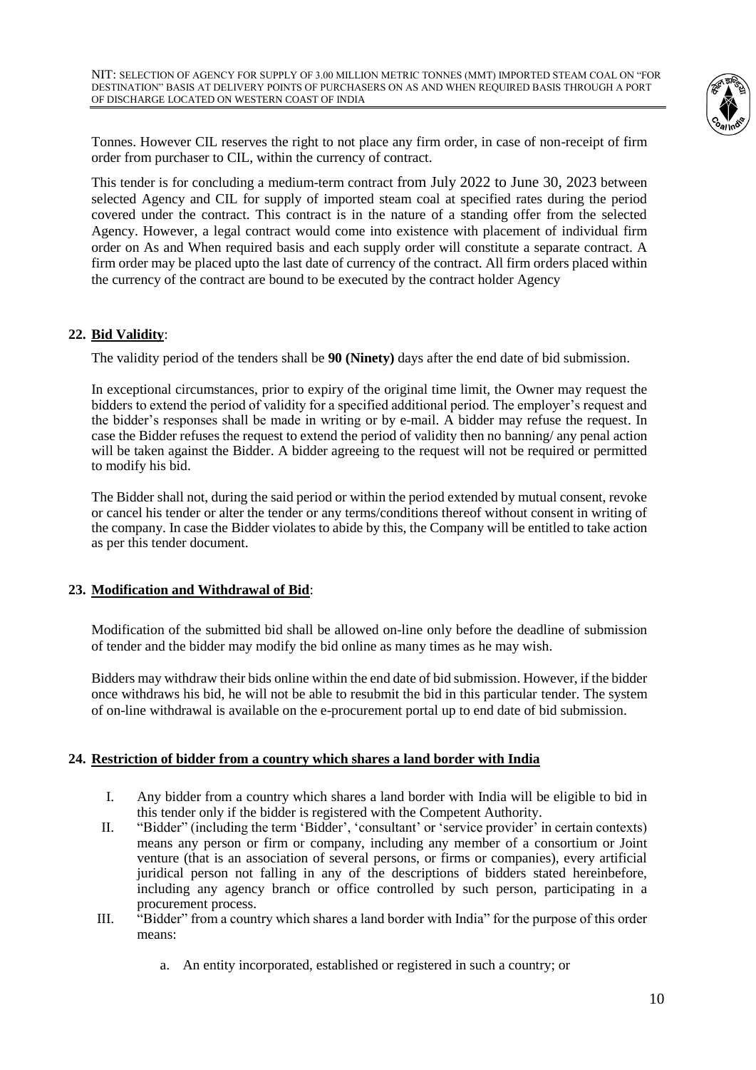Tonnes. However CIL reserves the right to not place any firm order, in case of non-receipt of firm order from purchaser to CIL, within the currency of contract.

This tender is for concluding a medium-term contract from July 2022 to June 30, 2023 between selected Agency and CIL for supply of imported steam coal at specified rates during the period covered under the contract. This contract is in the nature of a standing offer from the selected Agency. However, a legal contract would come into existence with placement of individual firm order on As and When required basis and each supply order will constitute a separate contract. A firm order may be placed upto the last date of currency of the contract. All firm orders placed within the currency of the contract are bound to be executed by the contract holder Agency

**22. <u>Bid Validity</u>:**

The validity period of the tenders shall be **90 (Ninety)** days after the end date of bid submission.

In exceptional circumstances, prior to expiry of the original time limit, the Owner may request the bidders to extend the period of validity for a specified additional period. The employer's request and the bidder's responses shall be made in writing or by e-mail. A bidder may refuse the request. In case the Bidder refuses the request to extend the period of validity then no banning/ any penal action will be taken against the Bidder. A bidder agreeing to the request will not be required or permitted to modify his bid.

The Bidder shall not, during the said period or within the period extended by mutual consent, revoke or cancel his tender or alter the tender or any terms/conditions thereof without consent in writing of the company. In case the Bidder violates to abide by this, the Company will be entitled to take action as per this tender document.

**23. <u>Modification and Withdrawal of Bid</u>:**

Modification of the submitted bid shall be allowed on-line only before the deadline of submission of tender and the bidder may modify the bid online as many times as he may wish.

Bidders may withdraw their bids online within the end date of bid submission. However, if the bidder once withdraws his bid, he will not be able to resubmit the bid in this particular tender. The system of on-line withdrawal is available on the e-procurement portal up to end date of bid submission.

**24. <u>Restriction of bidder from a country which shares a land border with India</u>**

I. Any bidder from a country which shares a land border with India will be eligible to bid in this tender only if the bidder is registered with the Competent Authority.

II. "Bidder" (including the term 'Bidder', 'consultant' or 'service provider' in certain contexts) means any person or firm or company, including any member of a consortium or Joint venture (that is an association of several persons, or firms or companies), every artificial juridical person not falling in any of the descriptions of bidders stated hereinbefore, including any agency branch or office controlled by such person, participating in a procurement process.

III. "Bidder" from a country which shares a land border with India" for the purpose of this order means:

a. An entity incorporated, established or registered in such a country; or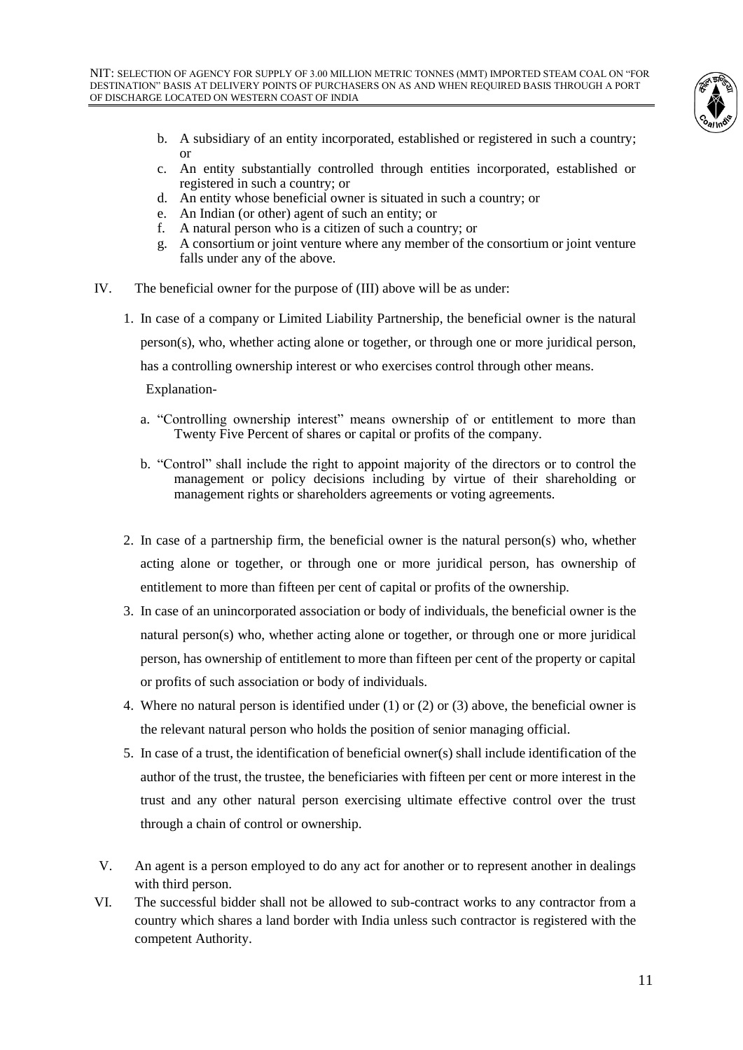b. A subsidiary of an entity incorporated, established or registered in such a country; or
c. An entity substantially controlled through entities incorporated, established or registered in such a country; or
d. An entity whose beneficial owner is situated in such a country; or
e. An Indian (or other) agent of such an entity; or
f. A natural person who is a citizen of such a country; or
g. A consortium or joint venture where any member of the consortium or joint venture falls under any of the above.

IV. The beneficial owner for the purpose of (III) above will be as under:

1. In case of a company or Limited Liability Partnership, the beneficial owner is the natural person(s), who, whether acting alone or together, or through one or more juridical person, has a controlling ownership interest or who exercises control through other means.

   Explanation-

   a. "Controlling ownership interest" means ownership of or entitlement to more than Twenty Five Percent of shares or capital or profits of the company.

   b. "Control" shall include the right to appoint majority of the directors or to control the management or policy decisions including by virtue of their shareholding or management rights or shareholders agreements or voting agreements.

2. In case of a partnership firm, the beneficial owner is the natural person(s) who, whether acting alone or together, or through one or more juridical person, has ownership of entitlement to more than fifteen per cent of capital or profits of the ownership.

3. In case of an unincorporated association or body of individuals, the beneficial owner is the natural person(s) who, whether acting alone or together, or through one or more juridical person, has ownership of entitlement to more than fifteen per cent of the property or capital or profits of such association or body of individuals.

4. Where no natural person is identified under (1) or (2) or (3) above, the beneficial owner is the relevant natural person who holds the position of senior managing official.

5. In case of a trust, the identification of beneficial owner(s) shall include identification of the author of the trust, the trustee, the beneficiaries with fifteen per cent or more interest in the trust and any other natural person exercising ultimate effective control over the trust through a chain of control or ownership.

V. An agent is a person employed to do any act for another or to represent another in dealings with third person.

VI. The successful bidder shall not be allowed to sub-contract works to any contractor from a country which shares a land border with India unless such contractor is registered with the competent Authority.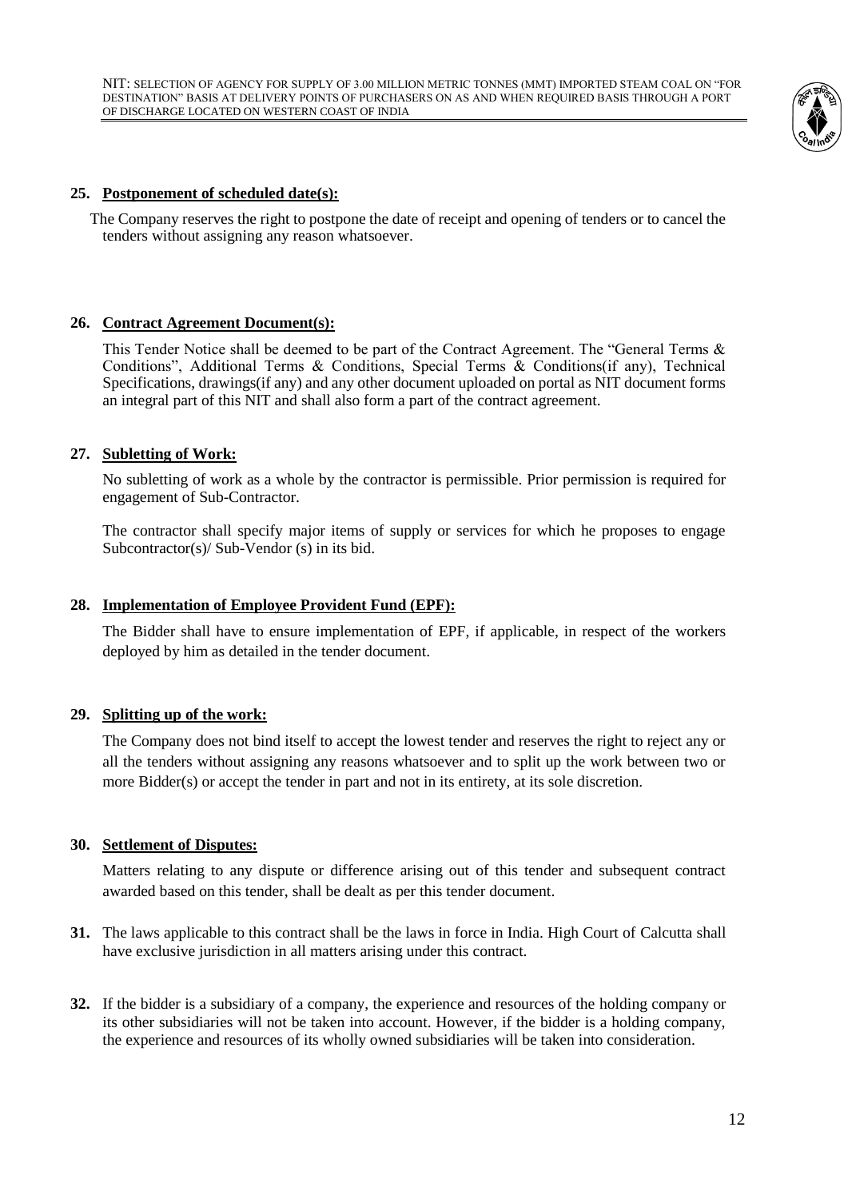**25. Postponement of scheduled date(s):**

The Company reserves the right to postpone the date of receipt and opening of tenders or to cancel the tenders without assigning any reason whatsoever.

**26. Contract Agreement Document(s):**

This Tender Notice shall be deemed to be part of the Contract Agreement. The "General Terms & Conditions", Additional Terms & Conditions, Special Terms & Conditions(if any), Technical Specifications, drawings(if any) and any other document uploaded on portal as NIT document forms an integral part of this NIT and shall also form a part of the contract agreement.

**27. Subletting of Work:**

No subletting of work as a whole by the contractor is permissible. Prior permission is required for engagement of Sub-Contractor.

The contractor shall specify major items of supply or services for which he proposes to engage Subcontractor(s)/ Sub-Vendor (s) in its bid.

**28. Implementation of Employee Provident Fund (EPF):**

The Bidder shall have to ensure implementation of EPF, if applicable, in respect of the workers deployed by him as detailed in the tender document.

**29. Splitting up of the work:**

The Company does not bind itself to accept the lowest tender and reserves the right to reject any or all the tenders without assigning any reasons whatsoever and to split up the work between two or more Bidder(s) or accept the tender in part and not in its entirety, at its sole discretion.

**30. Settlement of Disputes:**

Matters relating to any dispute or difference arising out of this tender and subsequent contract awarded based on this tender, shall be dealt as per this tender document.

**31.** The laws applicable to this contract shall be the laws in force in India. High Court of Calcutta shall have exclusive jurisdiction in all matters arising under this contract.

**32.** If the bidder is a subsidiary of a company, the experience and resources of the holding company or its other subsidiaries will not be taken into account. However, if the bidder is a holding company, the experience and resources of its wholly owned subsidiaries will be taken into consideration.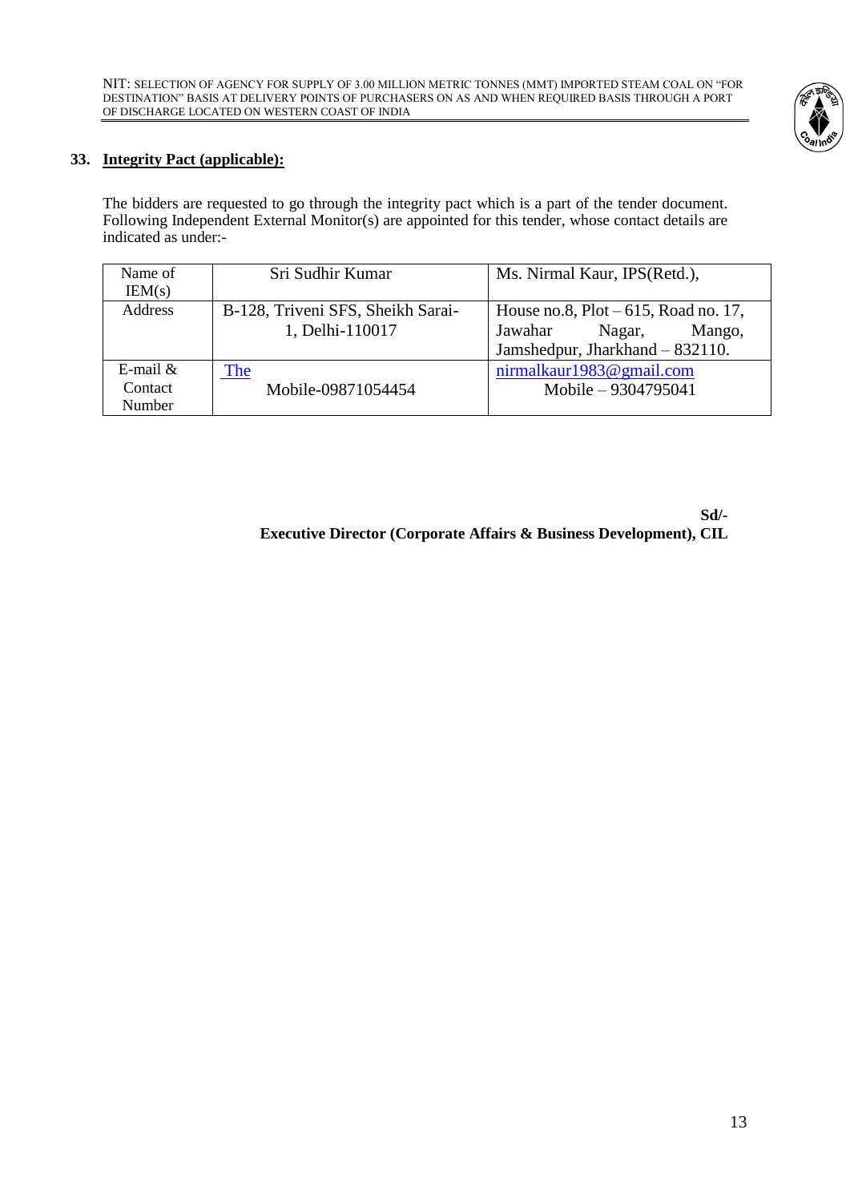## 33. **Integrity Pact (applicable):**

The bidders are requested to go through the integrity pact which is a part of the tender document. Following Independent External Monitor(s) are appointed for this tender, whose contact details are indicated as under:-

| Name of IEM(s) | Sri Sudhir Kumar | Ms. Nirmal Kaur, IPS(Retd.), |
|---|---|---|
| Address | B-128, Triveni SFS, Sheikh Sarai-1, Delhi-110017 | House no.8, Plot – 615, Road no. 17, Jawahar Nagar, Mango, Jamshedpur, Jharkhand – 832110. |
| E-mail & Contact Number | The<br>Mobile-09871054454 | nirmalkaur1983@gmail.com<br>Mobile – 9304795041 |

**Sd/-**

**Executive Director (Corporate Affairs & Business Development), CIL**